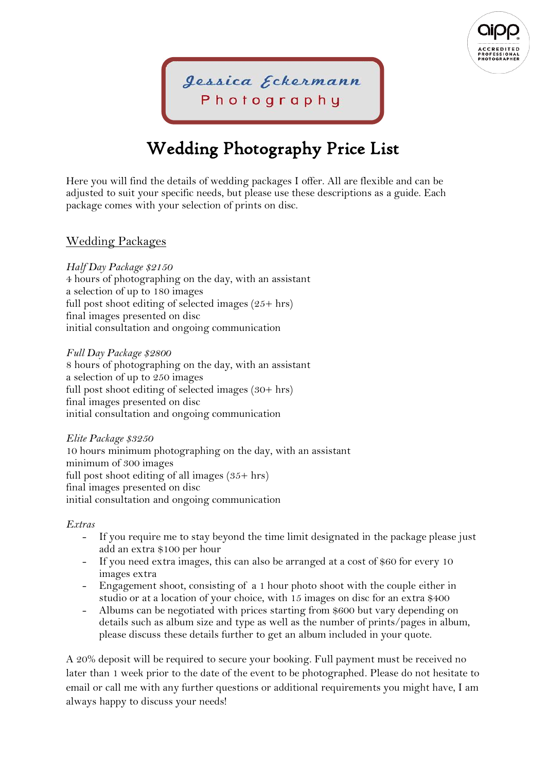Jessica Eckermann
Photography

# Wedding Photography Price List

Here you will find the details of wedding packages I offer. All are flexible and can be adjusted to suit your specific needs, but please use these descriptions as a guide. Each package comes with your selection of prints on disc.

## Wedding Packages

*Half Day Package $2150*
4 hours of photographing on the day, with an assistant
a selection of up to 180 images
full post shoot editing of selected images (25+ hrs)
final images presented on disc
initial consultation and ongoing communication

*Full Day Package $2800*
8 hours of photographing on the day, with an assistant
a selection of up to 250 images
full post shoot editing of selected images (30+ hrs)
final images presented on disc
initial consultation and ongoing communication

*Elite Package $3250*
10 hours minimum photographing on the day, with an assistant
minimum of 300 images
full post shoot editing of all images (35+ hrs)
final images presented on disc
initial consultation and ongoing communication

*Extras*

- If you require me to stay beyond the time limit designated in the package please just add an extra $100 per hour
- If you need extra images, this can also be arranged at a cost of $60 for every 10 images extra
- Engagement shoot, consisting of a 1 hour photo shoot with the couple either in studio or at a location of your choice, with 15 images on disc for an extra $400
- Albums can be negotiated with prices starting from $600 but vary depending on details such as album size and type as well as the number of prints/pages in album, please discuss these details further to get an album included in your quote.

A 20% deposit will be required to secure your booking. Full payment must be received no later than 1 week prior to the date of the event to be photographed. Please do not hesitate to email or call me with any further questions or additional requirements you might have, I am always happy to discuss your needs!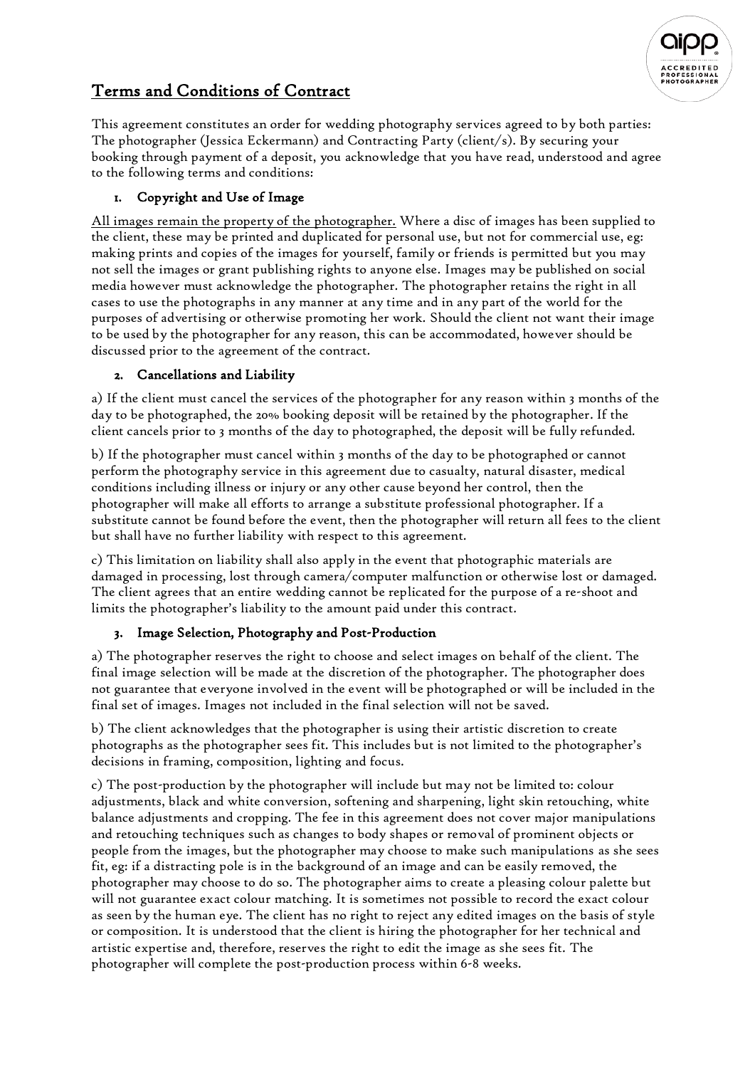## Terms and Conditions of Contract

This agreement constitutes an order for wedding photography services agreed to by both parties: The photographer (Jessica Eckermann) and Contracting Party (client/s). By securing your booking through payment of a deposit, you acknowledge that you have read, understood and agree to the following terms and conditions:

### 1. Copyright and Use of Image

All images remain the property of the photographer. Where a disc of images has been supplied to the client, these may be printed and duplicated for personal use, but not for commercial use, eg: making prints and copies of the images for yourself, family or friends is permitted but you may not sell the images or grant publishing rights to anyone else. Images may be published on social media however must acknowledge the photographer. The photographer retains the right in all cases to use the photographs in any manner at any time and in any part of the world for the purposes of advertising or otherwise promoting her work. Should the client not want their image to be used by the photographer for any reason, this can be accommodated, however should be discussed prior to the agreement of the contract.

### 2. Cancellations and Liability

a) If the client must cancel the services of the photographer for any reason within 3 months of the day to be photographed, the 20% booking deposit will be retained by the photographer. If the client cancels prior to 3 months of the day to photographed, the deposit will be fully refunded.

b) If the photographer must cancel within 3 months of the day to be photographed or cannot perform the photography service in this agreement due to casualty, natural disaster, medical conditions including illness or injury or any other cause beyond her control, then the photographer will make all efforts to arrange a substitute professional photographer. If a substitute cannot be found before the event, then the photographer will return all fees to the client but shall have no further liability with respect to this agreement.

c) This limitation on liability shall also apply in the event that photographic materials are damaged in processing, lost through camera/computer malfunction or otherwise lost or damaged. The client agrees that an entire wedding cannot be replicated for the purpose of a re-shoot and limits the photographer's liability to the amount paid under this contract.

### 3. Image Selection, Photography and Post-Production

a) The photographer reserves the right to choose and select images on behalf of the client. The final image selection will be made at the discretion of the photographer. The photographer does not guarantee that everyone involved in the event will be photographed or will be included in the final set of images. Images not included in the final selection will not be saved.

b) The client acknowledges that the photographer is using their artistic discretion to create photographs as the photographer sees fit. This includes but is not limited to the photographer's decisions in framing, composition, lighting and focus.

c) The post-production by the photographer will include but may not be limited to: colour adjustments, black and white conversion, softening and sharpening, light skin retouching, white balance adjustments and cropping. The fee in this agreement does not cover major manipulations and retouching techniques such as changes to body shapes or removal of prominent objects or people from the images, but the photographer may choose to make such manipulations as she sees fit, eg: if a distracting pole is in the background of an image and can be easily removed, the photographer may choose to do so. The photographer aims to create a pleasing colour palette but will not guarantee exact colour matching. It is sometimes not possible to record the exact colour as seen by the human eye. The client has no right to reject any edited images on the basis of style or composition. It is understood that the client is hiring the photographer for her technical and artistic expertise and, therefore, reserves the right to edit the image as she sees fit. The photographer will complete the post-production process within 6-8 weeks.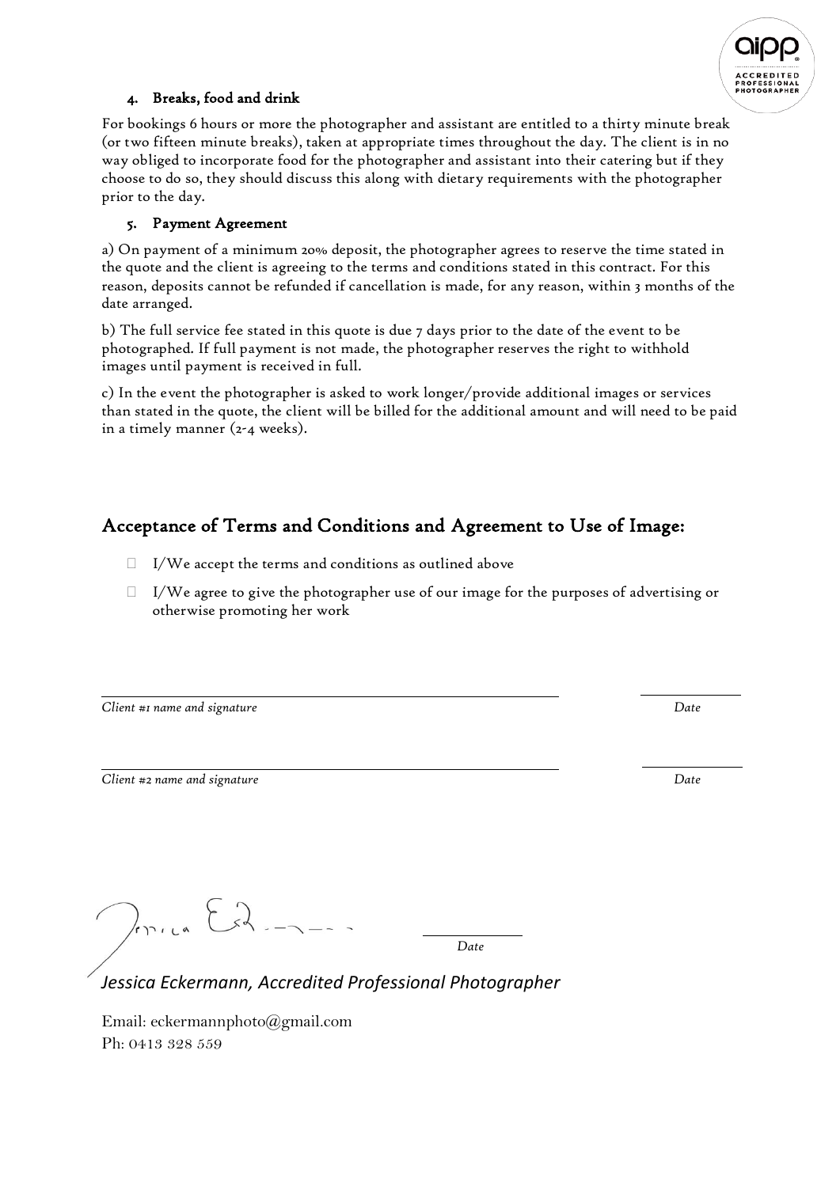### 4. Breaks, food and drink

For bookings 6 hours or more the photographer and assistant are entitled to a thirty minute break (or two fifteen minute breaks), taken at appropriate times throughout the day. The client is in no way obliged to incorporate food for the photographer and assistant into their catering but if they choose to do so, they should discuss this along with dietary requirements with the photographer prior to the day.

### 5. Payment Agreement

a) On payment of a minimum 20% deposit, the photographer agrees to reserve the time stated in the quote and the client is agreeing to the terms and conditions stated in this contract. For this reason, deposits cannot be refunded if cancellation is made, for any reason, within 3 months of the date arranged.

b) The full service fee stated in this quote is due 7 days prior to the date of the event to be photographed. If full payment is not made, the photographer reserves the right to withhold images until payment is received in full.

c) In the event the photographer is asked to work longer/provide additional images or services than stated in the quote, the client will be billed for the additional amount and will need to be paid in a timely manner (2-4 weeks).

## Acceptance of Terms and Conditions and Agreement to Use of Image:

- ☐ I/We accept the terms and conditions as outlined above
- ☐ I/We agree to give the photographer use of our image for the purposes of advertising or otherwise promoting her work

_______________________________________________ ____________

*Client #1 name and signature* *Date*

_______________________________________________ ____________

*Client #2 name and signature* *Date*

____________

*Date*

*Jessica Eckermann, Accredited Professional Photographer*

Email: eckermannphoto@gmail.com

Ph: 0413 328 559